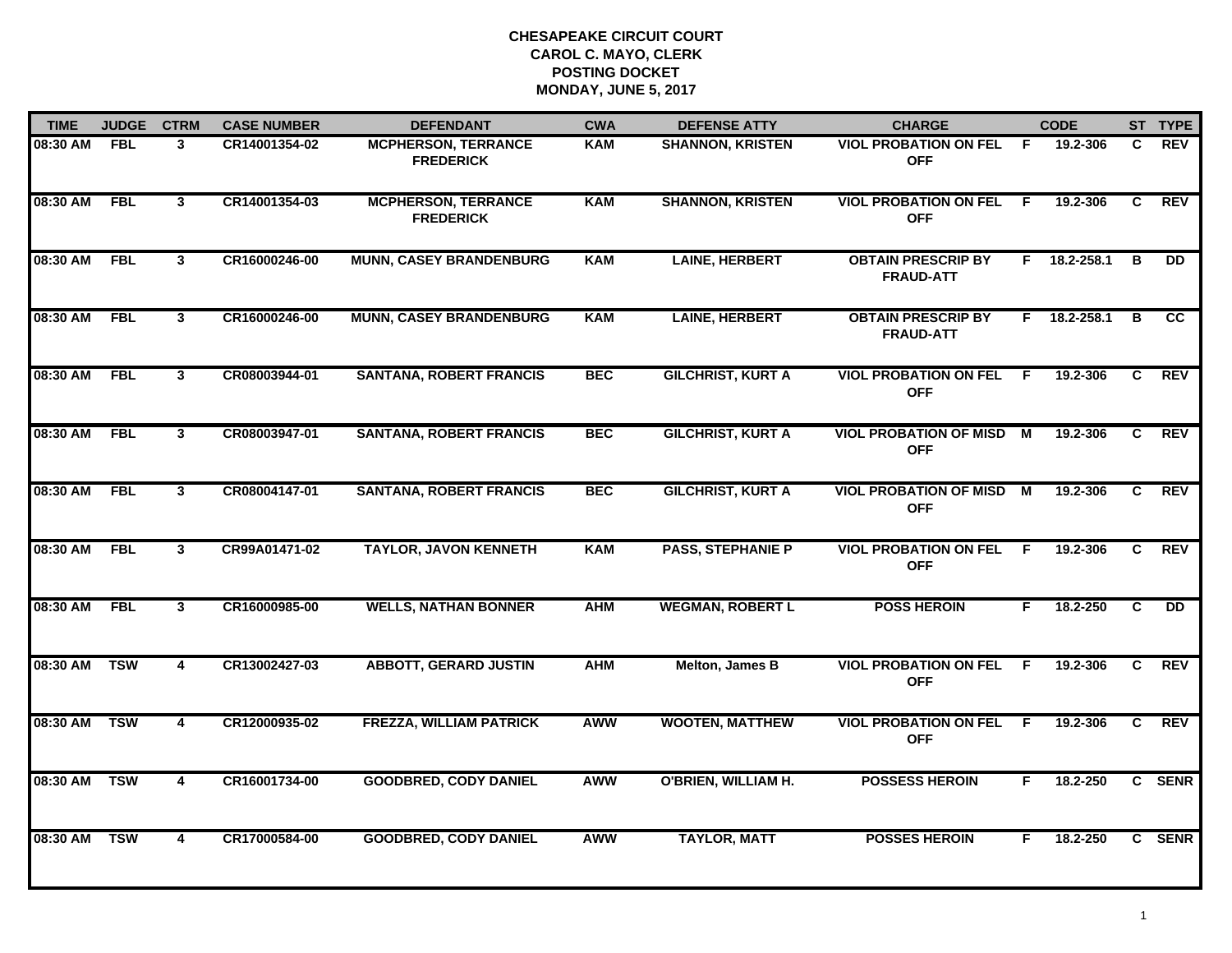**CHESAPEAKE CIRCUIT COURT**
**CAROL C. MAYO, CLERK**
**POSTING DOCKET**
**MONDAY, JUNE 5, 2017**

| TIME | JUDGE | CTRM | CASE NUMBER | DEFENDANT | CWA | DEFENSE ATTY | CHARGE | | CODE | ST | TYPE |
|---|---|---|---|---|---|---|---|---|---|---|---|
| 08:30 AM | FBL | 3 | CR14001354-02 | MCPHERSON, TERRANCE FREDERICK | KAM | SHANNON, KRISTEN | VIOL PROBATION ON FEL OFF | F | 19.2-306 | C | REV |
| 08:30 AM | FBL | 3 | CR14001354-03 | MCPHERSON, TERRANCE FREDERICK | KAM | SHANNON, KRISTEN | VIOL PROBATION ON FEL OFF | F | 19.2-306 | C | REV |
| 08:30 AM | FBL | 3 | CR16000246-00 | MUNN, CASEY BRANDENBURG | KAM | LAINE, HERBERT | OBTAIN PRESCRIP BY FRAUD-ATT | F | 18.2-258.1 | B | DD |
| 08:30 AM | FBL | 3 | CR16000246-00 | MUNN, CASEY BRANDENBURG | KAM | LAINE, HERBERT | OBTAIN PRESCRIP BY FRAUD-ATT | F | 18.2-258.1 | B | CC |
| 08:30 AM | FBL | 3 | CR08003944-01 | SANTANA, ROBERT FRANCIS | BEC | GILCHRIST, KURT A | VIOL PROBATION ON FEL OFF | F | 19.2-306 | C | REV |
| 08:30 AM | FBL | 3 | CR08003947-01 | SANTANA, ROBERT FRANCIS | BEC | GILCHRIST, KURT A | VIOL PROBATION OF MISD OFF | M | 19.2-306 | C | REV |
| 08:30 AM | FBL | 3 | CR08004147-01 | SANTANA, ROBERT FRANCIS | BEC | GILCHRIST, KURT A | VIOL PROBATION OF MISD OFF | M | 19.2-306 | C | REV |
| 08:30 AM | FBL | 3 | CR99A01471-02 | TAYLOR, JAVON KENNETH | KAM | PASS, STEPHANIE P | VIOL PROBATION ON FEL OFF | F | 19.2-306 | C | REV |
| 08:30 AM | FBL | 3 | CR16000985-00 | WELLS, NATHAN BONNER | AHM | WEGMAN, ROBERT L | POSS HEROIN | F | 18.2-250 | C | DD |
| 08:30 AM | TSW | 4 | CR13002427-03 | ABBOTT, GERARD JUSTIN | AHM | Melton, James B | VIOL PROBATION ON FEL OFF | F | 19.2-306 | C | REV |
| 08:30 AM | TSW | 4 | CR12000935-02 | FREZZA, WILLIAM PATRICK | AWW | WOOTEN, MATTHEW | VIOL PROBATION ON FEL OFF | F | 19.2-306 | C | REV |
| 08:30 AM | TSW | 4 | CR16001734-00 | GOODBRED, CODY DANIEL | AWW | O'BRIEN, WILLIAM H. | POSSESS HEROIN | F | 18.2-250 | C | SENR |
| 08:30 AM | TSW | 4 | CR17000584-00 | GOODBRED, CODY DANIEL | AWW | TAYLOR, MATT | POSSES HEROIN | F | 18.2-250 | C | SENR |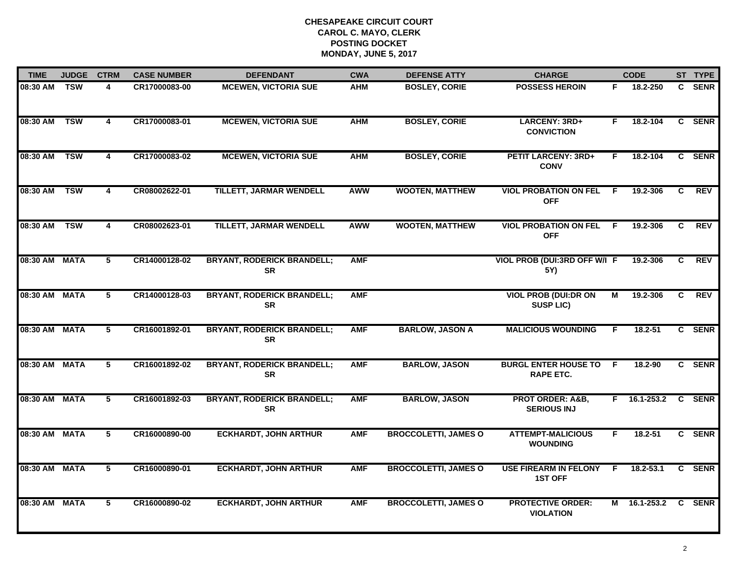**CHESAPEAKE CIRCUIT COURT**
**CAROL C. MAYO, CLERK**
**POSTING DOCKET**
**MONDAY, JUNE 5, 2017**

| TIME | JUDGE | CTRM | CASE NUMBER | DEFENDANT | CWA | DEFENSE ATTY | CHARGE | | CODE | ST | TYPE |
|---|---|---|---|---|---|---|---|---|---|---|---|
| 08:30 AM | TSW | 4 | CR17000083-00 | MCEWEN, VICTORIA SUE | AHM | BOSLEY, CORIE | POSSESS HEROIN | F | 18.2-250 | C | SENR |
| 08:30 AM | TSW | 4 | CR17000083-01 | MCEWEN, VICTORIA SUE | AHM | BOSLEY, CORIE | LARCENY: 3RD+ CONVICTION | F | 18.2-104 | C | SENR |
| 08:30 AM | TSW | 4 | CR17000083-02 | MCEWEN, VICTORIA SUE | AHM | BOSLEY, CORIE | PETIT LARCENY: 3RD+ CONV | F | 18.2-104 | C | SENR |
| 08:30 AM | TSW | 4 | CR08002622-01 | TILLETT, JARMAR WENDELL | AWW | WOOTEN, MATTHEW | VIOL PROBATION ON FEL OFF | F | 19.2-306 | C | REV |
| 08:30 AM | TSW | 4 | CR08002623-01 | TILLETT, JARMAR WENDELL | AWW | WOOTEN, MATTHEW | VIOL PROBATION ON FEL OFF | F | 19.2-306 | C | REV |
| 08:30 AM | MATA | 5 | CR14000128-02 | BRYANT, RODERICK BRANDELL; SR | AMF | | VIOL PROB (DUI:3RD OFF W/I 5Y) | F | 19.2-306 | C | REV |
| 08:30 AM | MATA | 5 | CR14000128-03 | BRYANT, RODERICK BRANDELL; SR | AMF | | VIOL PROB (DUI:DR ON SUSP LIC) | M | 19.2-306 | C | REV |
| 08:30 AM | MATA | 5 | CR16001892-01 | BRYANT, RODERICK BRANDELL; SR | AMF | BARLOW, JASON A | MALICIOUS WOUNDING | F | 18.2-51 | C | SENR |
| 08:30 AM | MATA | 5 | CR16001892-02 | BRYANT, RODERICK BRANDELL; SR | AMF | BARLOW, JASON | BURGL ENTER HOUSE TO RAPE ETC. | F | 18.2-90 | C | SENR |
| 08:30 AM | MATA | 5 | CR16001892-03 | BRYANT, RODERICK BRANDELL; SR | AMF | BARLOW, JASON | PROT ORDER: A&B, SERIOUS INJ | F | 16.1-253.2 | C | SENR |
| 08:30 AM | MATA | 5 | CR16000890-00 | ECKHARDT, JOHN ARTHUR | AMF | BROCCOLETTI, JAMES O | ATTEMPT-MALICIOUS WOUNDING | F | 18.2-51 | C | SENR |
| 08:30 AM | MATA | 5 | CR16000890-01 | ECKHARDT, JOHN ARTHUR | AMF | BROCCOLETTI, JAMES O | USE FIREARM IN FELONY 1ST OFF | F | 18.2-53.1 | C | SENR |
| 08:30 AM | MATA | 5 | CR16000890-02 | ECKHARDT, JOHN ARTHUR | AMF | BROCCOLETTI, JAMES O | PROTECTIVE ORDER: VIOLATION | M | 16.1-253.2 | C | SENR |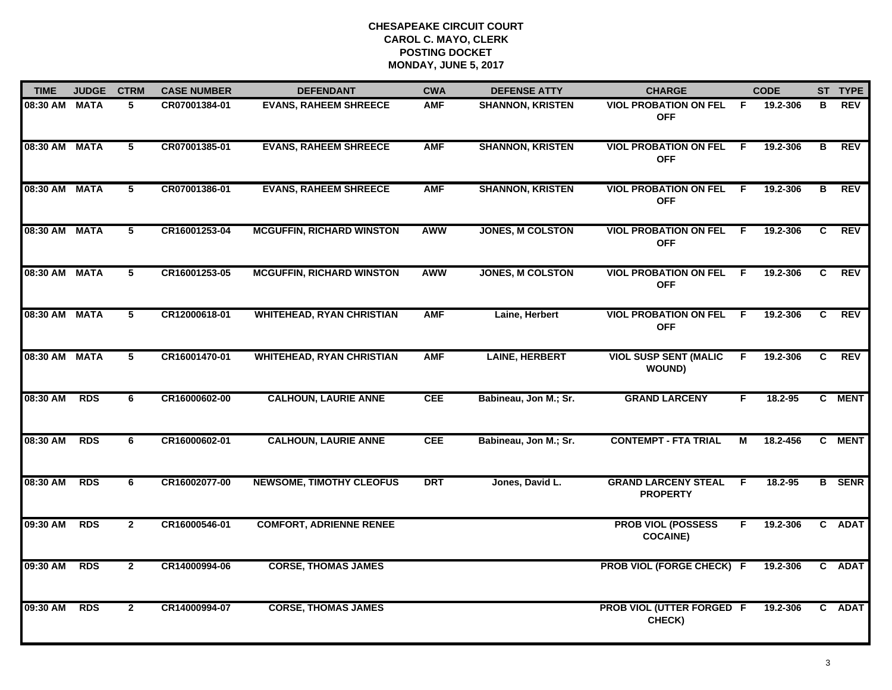**CHESAPEAKE CIRCUIT COURT**
**CAROL C. MAYO, CLERK**
**POSTING DOCKET**
**MONDAY, JUNE 5, 2017**

| TIME | JUDGE | CTRM | CASE NUMBER | DEFENDANT | CWA | DEFENSE ATTY | CHARGE | | CODE | ST | TYPE |
|---|---|---|---|---|---|---|---|---|---|---|---|
| 08:30 AM | MATA | 5 | CR07001384-01 | EVANS, RAHEEM SHREECE | AMF | SHANNON, KRISTEN | VIOL PROBATION ON FEL OFF | F | 19.2-306 | B | REV |
| 08:30 AM | MATA | 5 | CR07001385-01 | EVANS, RAHEEM SHREECE | AMF | SHANNON, KRISTEN | VIOL PROBATION ON FEL OFF | F | 19.2-306 | B | REV |
| 08:30 AM | MATA | 5 | CR07001386-01 | EVANS, RAHEEM SHREECE | AMF | SHANNON, KRISTEN | VIOL PROBATION ON FEL OFF | F | 19.2-306 | B | REV |
| 08:30 AM | MATA | 5 | CR16001253-04 | MCGUFFIN, RICHARD WINSTON | AWW | JONES, M COLSTON | VIOL PROBATION ON FEL OFF | F | 19.2-306 | C | REV |
| 08:30 AM | MATA | 5 | CR16001253-05 | MCGUFFIN, RICHARD WINSTON | AWW | JONES, M COLSTON | VIOL PROBATION ON FEL OFF | F | 19.2-306 | C | REV |
| 08:30 AM | MATA | 5 | CR12000618-01 | WHITEHEAD, RYAN CHRISTIAN | AMF | Laine, Herbert | VIOL PROBATION ON FEL OFF | F | 19.2-306 | C | REV |
| 08:30 AM | MATA | 5 | CR16001470-01 | WHITEHEAD, RYAN CHRISTIAN | AMF | LAINE, HERBERT | VIOL SUSP SENT (MALIC WOUND) | F | 19.2-306 | C | REV |
| 08:30 AM | RDS | 6 | CR16000602-00 | CALHOUN, LAURIE ANNE | CEE | Babineau, Jon M.; Sr. | GRAND LARCENY | F | 18.2-95 | C | MENT |
| 08:30 AM | RDS | 6 | CR16000602-01 | CALHOUN, LAURIE ANNE | CEE | Babineau, Jon M.; Sr. | CONTEMPT - FTA TRIAL | M | 18.2-456 | C | MENT |
| 08:30 AM | RDS | 6 | CR16002077-00 | NEWSOME, TIMOTHY CLEOFUS | DRT | Jones, David L. | GRAND LARCENY STEAL PROPERTY | F | 18.2-95 | B | SENR |
| 09:30 AM | RDS | 2 | CR16000546-01 | COMFORT, ADRIENNE RENEE | | | PROB VIOL (POSSESS COCAINE) | F | 19.2-306 | C | ADAT |
| 09:30 AM | RDS | 2 | CR14000994-06 | CORSE, THOMAS JAMES | | | PROB VIOL (FORGE CHECK) | F | 19.2-306 | C | ADAT |
| 09:30 AM | RDS | 2 | CR14000994-07 | CORSE, THOMAS JAMES | | | PROB VIOL (UTTER FORGED CHECK) | F | 19.2-306 | C | ADAT |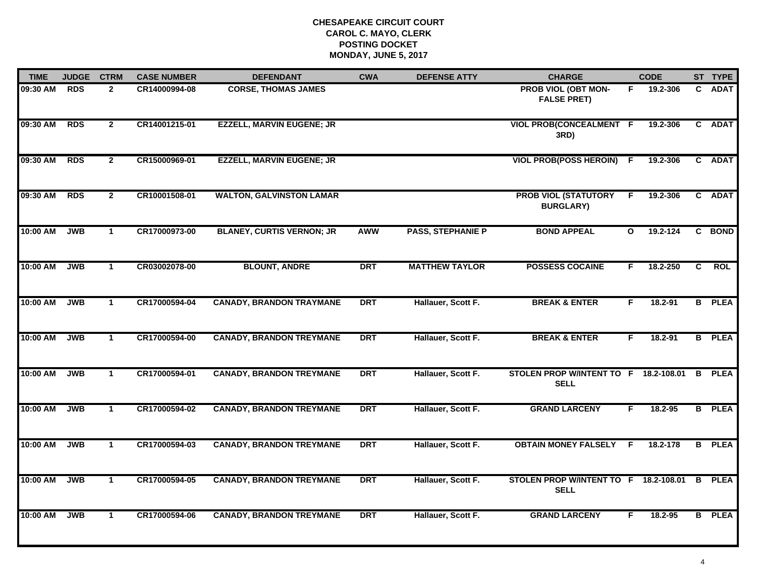**CHESAPEAKE CIRCUIT COURT**
**CAROL C. MAYO, CLERK**
**POSTING DOCKET**
**MONDAY, JUNE 5, 2017**

| TIME | JUDGE | CTRM | CASE NUMBER | DEFENDANT | CWA | DEFENSE ATTY | CHARGE | | CODE | ST | TYPE |
|---|---|---|---|---|---|---|---|---|---|---|---|
| 09:30 AM | RDS | 2 | CR14000994-08 | CORSE, THOMAS JAMES | | | PROB VIOL (OBT MON-FALSE PRET) | F | 19.2-306 | C | ADAT |
| 09:30 AM | RDS | 2 | CR14001215-01 | EZZELL, MARVIN EUGENE; JR | | | VIOL PROB(CONCEALMENT 3RD) | F | 19.2-306 | C | ADAT |
| 09:30 AM | RDS | 2 | CR15000969-01 | EZZELL, MARVIN EUGENE; JR | | | VIOL PROB(POSS HEROIN) | F | 19.2-306 | C | ADAT |
| 09:30 AM | RDS | 2 | CR10001508-01 | WALTON, GALVINSTON LAMAR | | | PROB VIOL (STATUTORY BURGLARY) | F | 19.2-306 | C | ADAT |
| 10:00 AM | JWB | 1 | CR17000973-00 | BLANEY, CURTIS VERNON; JR | AWW | PASS, STEPHANIE P | BOND APPEAL | O | 19.2-124 | C | BOND |
| 10:00 AM | JWB | 1 | CR03002078-00 | BLOUNT, ANDRE | DRT | MATTHEW TAYLOR | POSSESS COCAINE | F | 18.2-250 | C | ROL |
| 10:00 AM | JWB | 1 | CR17000594-04 | CANADY, BRANDON TRAYMANE | DRT | Hallauer, Scott F. | BREAK & ENTER | F | 18.2-91 | B | PLEA |
| 10:00 AM | JWB | 1 | CR17000594-00 | CANADY, BRANDON TREYMANE | DRT | Hallauer, Scott F. | BREAK & ENTER | F | 18.2-91 | B | PLEA |
| 10:00 AM | JWB | 1 | CR17000594-01 | CANADY, BRANDON TREYMANE | DRT | Hallauer, Scott F. | STOLEN PROP W/INTENT TO SELL | F | 18.2-108.01 | B | PLEA |
| 10:00 AM | JWB | 1 | CR17000594-02 | CANADY, BRANDON TREYMANE | DRT | Hallauer, Scott F. | GRAND LARCENY | F | 18.2-95 | B | PLEA |
| 10:00 AM | JWB | 1 | CR17000594-03 | CANADY, BRANDON TREYMANE | DRT | Hallauer, Scott F. | OBTAIN MONEY FALSELY | F | 18.2-178 | B | PLEA |
| 10:00 AM | JWB | 1 | CR17000594-05 | CANADY, BRANDON TREYMANE | DRT | Hallauer, Scott F. | STOLEN PROP W/INTENT TO SELL | F | 18.2-108.01 | B | PLEA |
| 10:00 AM | JWB | 1 | CR17000594-06 | CANADY, BRANDON TREYMANE | DRT | Hallauer, Scott F. | GRAND LARCENY | F | 18.2-95 | B | PLEA |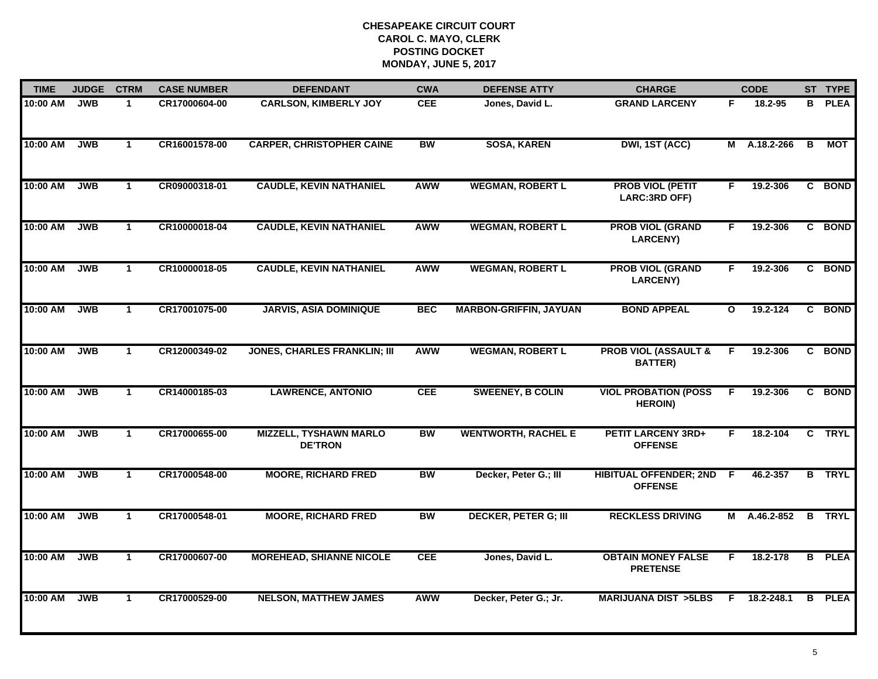# CHESAPEAKE CIRCUIT COURT
## CAROL C. MAYO, CLERK
## POSTING DOCKET
## MONDAY, JUNE 5, 2017

| TIME | JUDGE | CTRM | CASE NUMBER | DEFENDANT | CWA | DEFENSE ATTY | CHARGE | | CODE | ST | TYPE |
|---|---|---|---|---|---|---|---|---|---|---|---|
| 10:00 AM | JWB | 1 | CR17000604-00 | CARLSON, KIMBERLY JOY | CEE | Jones, David L. | GRAND LARCENY | F | 18.2-95 | B | PLEA |
| 10:00 AM | JWB | 1 | CR16001578-00 | CARPER, CHRISTOPHER CAINE | BW | SOSA, KAREN | DWI, 1ST (ACC) | M | A.18.2-266 | B | MOT |
| 10:00 AM | JWB | 1 | CR09000318-01 | CAUDLE, KEVIN NATHANIEL | AWW | WEGMAN, ROBERT L | PROB VIOL (PETIT LARC:3RD OFF) | F | 19.2-306 | C | BOND |
| 10:00 AM | JWB | 1 | CR10000018-04 | CAUDLE, KEVIN NATHANIEL | AWW | WEGMAN, ROBERT L | PROB VIOL (GRAND LARCENY) | F | 19.2-306 | C | BOND |
| 10:00 AM | JWB | 1 | CR10000018-05 | CAUDLE, KEVIN NATHANIEL | AWW | WEGMAN, ROBERT L | PROB VIOL (GRAND LARCENY) | F | 19.2-306 | C | BOND |
| 10:00 AM | JWB | 1 | CR17001075-00 | JARVIS, ASIA DOMINIQUE | BEC | MARBON-GRIFFIN, JAYUAN | BOND APPEAL | O | 19.2-124 | C | BOND |
| 10:00 AM | JWB | 1 | CR12000349-02 | JONES, CHARLES FRANKLIN; III | AWW | WEGMAN, ROBERT L | PROB VIOL (ASSAULT & BATTER) | F | 19.2-306 | C | BOND |
| 10:00 AM | JWB | 1 | CR14000185-03 | LAWRENCE, ANTONIO | CEE | SWEENEY, B COLIN | VIOL PROBATION (POSS HEROIN) | F | 19.2-306 | C | BOND |
| 10:00 AM | JWB | 1 | CR17000655-00 | MIZZELL, TYSHAWN MARLO DE'TRON | BW | WENTWORTH, RACHEL E | PETIT LARCENY 3RD+ OFFENSE | F | 18.2-104 | C | TRYL |
| 10:00 AM | JWB | 1 | CR17000548-00 | MOORE, RICHARD FRED | BW | Decker, Peter G.; III | HIBITUAL OFFENDER; 2ND OFFENSE | F | 46.2-357 | B | TRYL |
| 10:00 AM | JWB | 1 | CR17000548-01 | MOORE, RICHARD FRED | BW | DECKER, PETER G; III | RECKLESS DRIVING | M | A.46.2-852 | B | TRYL |
| 10:00 AM | JWB | 1 | CR17000607-00 | MOREHEAD, SHIANNE NICOLE | CEE | Jones, David L. | OBTAIN MONEY FALSE PRETENSE | F | 18.2-178 | B | PLEA |
| 10:00 AM | JWB | 1 | CR17000529-00 | NELSON, MATTHEW JAMES | AWW | Decker, Peter G.; Jr. | MARIJUANA DIST >5LBS | F | 18.2-248.1 | B | PLEA |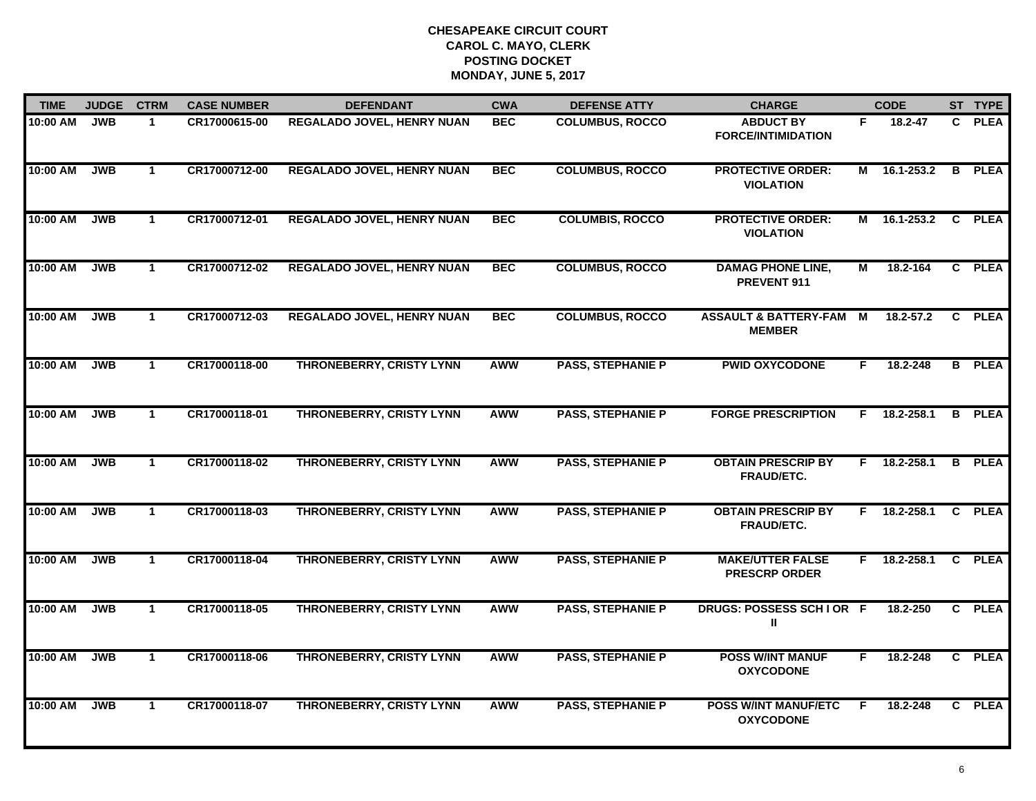**CHESAPEAKE CIRCUIT COURT**
**CAROL C. MAYO, CLERK**
**POSTING DOCKET**
**MONDAY, JUNE 5, 2017**

| TIME | JUDGE | CTRM | CASE NUMBER | DEFENDANT | CWA | DEFENSE ATTY | CHARGE | | CODE | ST | TYPE |
|---|---|---|---|---|---|---|---|---|---|---|---|
| 10:00 AM | JWB | 1 | CR17000615-00 | REGALADO JOVEL, HENRY NUAN | BEC | COLUMBUS, ROCCO | ABDUCT BY FORCE/INTIMIDATION | F | 18.2-47 | C | PLEA |
| 10:00 AM | JWB | 1 | CR17000712-00 | REGALADO JOVEL, HENRY NUAN | BEC | COLUMBUS, ROCCO | PROTECTIVE ORDER: VIOLATION | M | 16.1-253.2 | B | PLEA |
| 10:00 AM | JWB | 1 | CR17000712-01 | REGALADO JOVEL, HENRY NUAN | BEC | COLUMBIS, ROCCO | PROTECTIVE ORDER: VIOLATION | M | 16.1-253.2 | C | PLEA |
| 10:00 AM | JWB | 1 | CR17000712-02 | REGALADO JOVEL, HENRY NUAN | BEC | COLUMBUS, ROCCO | DAMAG PHONE LINE, PREVENT 911 | M | 18.2-164 | C | PLEA |
| 10:00 AM | JWB | 1 | CR17000712-03 | REGALADO JOVEL, HENRY NUAN | BEC | COLUMBUS, ROCCO | ASSAULT & BATTERY-FAM MEMBER | M | 18.2-57.2 | C | PLEA |
| 10:00 AM | JWB | 1 | CR17000118-00 | THRONEBERRY, CRISTY LYNN | AWW | PASS, STEPHANIE P | PWID OXYCODONE | F | 18.2-248 | B | PLEA |
| 10:00 AM | JWB | 1 | CR17000118-01 | THRONEBERRY, CRISTY LYNN | AWW | PASS, STEPHANIE P | FORGE PRESCRIPTION | F | 18.2-258.1 | B | PLEA |
| 10:00 AM | JWB | 1 | CR17000118-02 | THRONEBERRY, CRISTY LYNN | AWW | PASS, STEPHANIE P | OBTAIN PRESCRIP BY FRAUD/ETC. | F | 18.2-258.1 | B | PLEA |
| 10:00 AM | JWB | 1 | CR17000118-03 | THRONEBERRY, CRISTY LYNN | AWW | PASS, STEPHANIE P | OBTAIN PRESCRIP BY FRAUD/ETC. | F | 18.2-258.1 | C | PLEA |
| 10:00 AM | JWB | 1 | CR17000118-04 | THRONEBERRY, CRISTY LYNN | AWW | PASS, STEPHANIE P | MAKE/UTTER FALSE PRESCRP ORDER | F | 18.2-258.1 | C | PLEA |
| 10:00 AM | JWB | 1 | CR17000118-05 | THRONEBERRY, CRISTY LYNN | AWW | PASS, STEPHANIE P | DRUGS: POSSESS SCH I OR II | F | 18.2-250 | C | PLEA |
| 10:00 AM | JWB | 1 | CR17000118-06 | THRONEBERRY, CRISTY LYNN | AWW | PASS, STEPHANIE P | POSS W/INT MANUF OXYCODONE | F | 18.2-248 | C | PLEA |
| 10:00 AM | JWB | 1 | CR17000118-07 | THRONEBERRY, CRISTY LYNN | AWW | PASS, STEPHANIE P | POSS W/INT MANUF/ETC OXYCODONE | F | 18.2-248 | C | PLEA |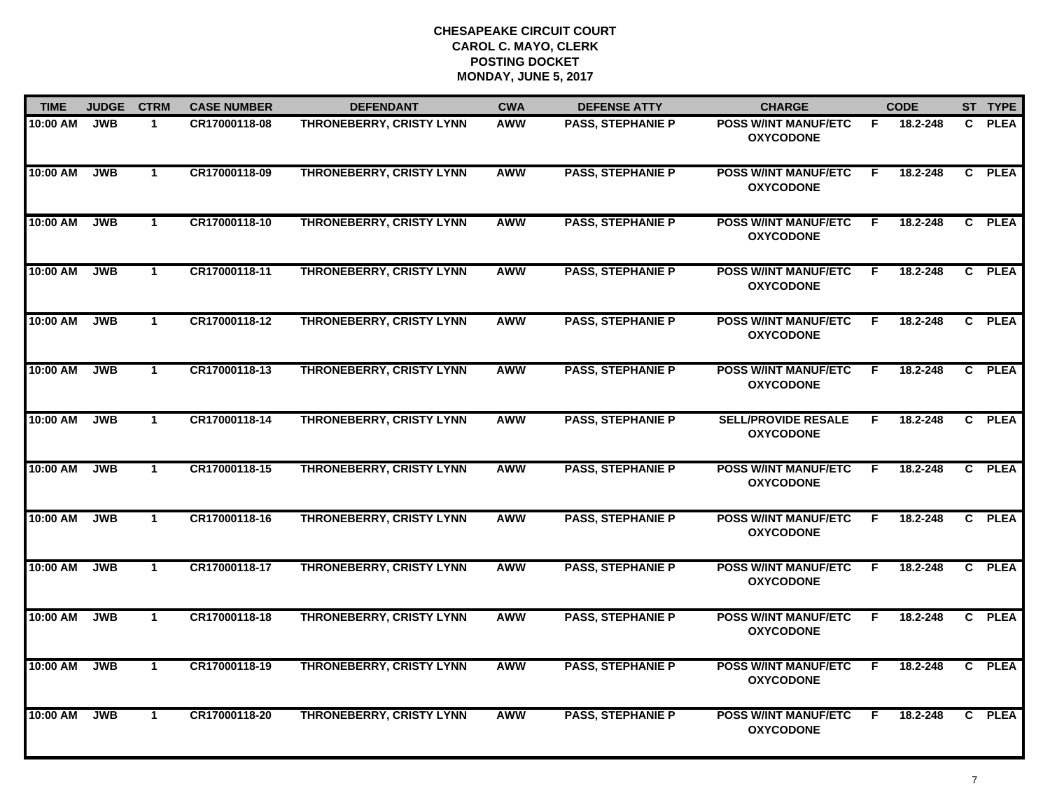# CHESAPEAKE CIRCUIT COURT
## CAROL C. MAYO, CLERK
## POSTING DOCKET
## MONDAY, JUNE 5, 2017

| TIME | JUDGE | CTRM | CASE NUMBER | DEFENDANT | CWA | DEFENSE ATTY | CHARGE | | CODE | ST | TYPE |
|---|---|---|---|---|---|---|---|---|---|---|---|
| 10:00 AM | JWB | 1 | CR17000118-08 | THRONEBERRY, CRISTY LYNN | AWW | PASS, STEPHANIE P | POSS W/INT MANUF/ETC OXYCODONE | F | 18.2-248 | C | PLEA |
| 10:00 AM | JWB | 1 | CR17000118-09 | THRONEBERRY, CRISTY LYNN | AWW | PASS, STEPHANIE P | POSS W/INT MANUF/ETC OXYCODONE | F | 18.2-248 | C | PLEA |
| 10:00 AM | JWB | 1 | CR17000118-10 | THRONEBERRY, CRISTY LYNN | AWW | PASS, STEPHANIE P | POSS W/INT MANUF/ETC OXYCODONE | F | 18.2-248 | C | PLEA |
| 10:00 AM | JWB | 1 | CR17000118-11 | THRONEBERRY, CRISTY LYNN | AWW | PASS, STEPHANIE P | POSS W/INT MANUF/ETC OXYCODONE | F | 18.2-248 | C | PLEA |
| 10:00 AM | JWB | 1 | CR17000118-12 | THRONEBERRY, CRISTY LYNN | AWW | PASS, STEPHANIE P | POSS W/INT MANUF/ETC OXYCODONE | F | 18.2-248 | C | PLEA |
| 10:00 AM | JWB | 1 | CR17000118-13 | THRONEBERRY, CRISTY LYNN | AWW | PASS, STEPHANIE P | POSS W/INT MANUF/ETC OXYCODONE | F | 18.2-248 | C | PLEA |
| 10:00 AM | JWB | 1 | CR17000118-14 | THRONEBERRY, CRISTY LYNN | AWW | PASS, STEPHANIE P | SELL/PROVIDE RESALE OXYCODONE | F | 18.2-248 | C | PLEA |
| 10:00 AM | JWB | 1 | CR17000118-15 | THRONEBERRY, CRISTY LYNN | AWW | PASS, STEPHANIE P | POSS W/INT MANUF/ETC OXYCODONE | F | 18.2-248 | C | PLEA |
| 10:00 AM | JWB | 1 | CR17000118-16 | THRONEBERRY, CRISTY LYNN | AWW | PASS, STEPHANIE P | POSS W/INT MANUF/ETC OXYCODONE | F | 18.2-248 | C | PLEA |
| 10:00 AM | JWB | 1 | CR17000118-17 | THRONEBERRY, CRISTY LYNN | AWW | PASS, STEPHANIE P | POSS W/INT MANUF/ETC OXYCODONE | F | 18.2-248 | C | PLEA |
| 10:00 AM | JWB | 1 | CR17000118-18 | THRONEBERRY, CRISTY LYNN | AWW | PASS, STEPHANIE P | POSS W/INT MANUF/ETC OXYCODONE | F | 18.2-248 | C | PLEA |
| 10:00 AM | JWB | 1 | CR17000118-19 | THRONEBERRY, CRISTY LYNN | AWW | PASS, STEPHANIE P | POSS W/INT MANUF/ETC OXYCODONE | F | 18.2-248 | C | PLEA |
| 10:00 AM | JWB | 1 | CR17000118-20 | THRONEBERRY, CRISTY LYNN | AWW | PASS, STEPHANIE P | POSS W/INT MANUF/ETC OXYCODONE | F | 18.2-248 | C | PLEA |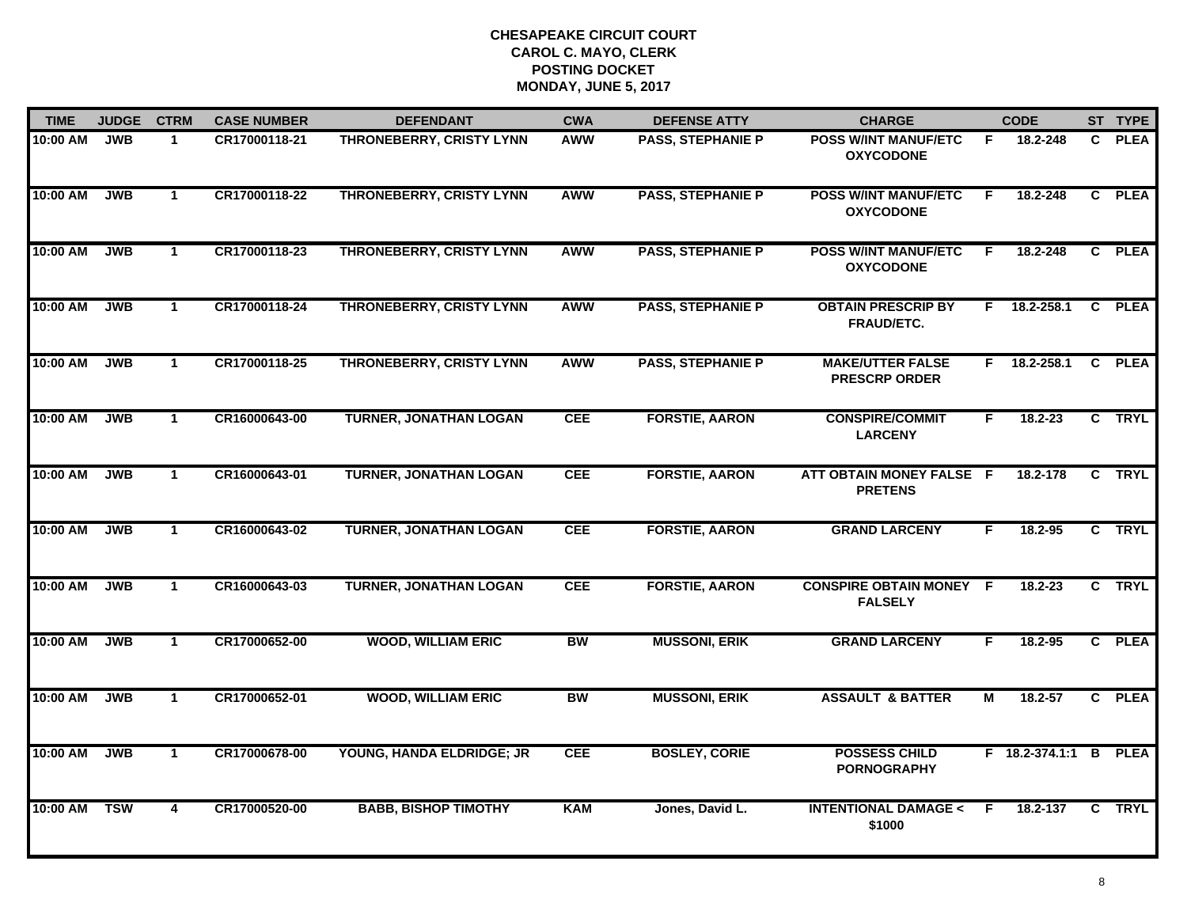**CHESAPEAKE CIRCUIT COURT**
**CAROL C. MAYO, CLERK**
**POSTING DOCKET**
**MONDAY, JUNE 5, 2017**

| TIME | JUDGE | CTRM | CASE NUMBER | DEFENDANT | CWA | DEFENSE ATTY | CHARGE | | CODE | ST | TYPE |
|---|---|---|---|---|---|---|---|---|---|---|---|
| 10:00 AM | JWB | 1 | CR17000118-21 | THRONEBERRY, CRISTY LYNN | AWW | PASS, STEPHANIE P | POSS W/INT MANUF/ETC OXYCODONE | F | 18.2-248 | C | PLEA |
| 10:00 AM | JWB | 1 | CR17000118-22 | THRONEBERRY, CRISTY LYNN | AWW | PASS, STEPHANIE P | POSS W/INT MANUF/ETC OXYCODONE | F | 18.2-248 | C | PLEA |
| 10:00 AM | JWB | 1 | CR17000118-23 | THRONEBERRY, CRISTY LYNN | AWW | PASS, STEPHANIE P | POSS W/INT MANUF/ETC OXYCODONE | F | 18.2-248 | C | PLEA |
| 10:00 AM | JWB | 1 | CR17000118-24 | THRONEBERRY, CRISTY LYNN | AWW | PASS, STEPHANIE P | OBTAIN PRESCRIP BY FRAUD/ETC. | F | 18.2-258.1 | C | PLEA |
| 10:00 AM | JWB | 1 | CR17000118-25 | THRONEBERRY, CRISTY LYNN | AWW | PASS, STEPHANIE P | MAKE/UTTER FALSE PRESCRP ORDER | F | 18.2-258.1 | C | PLEA |
| 10:00 AM | JWB | 1 | CR16000643-00 | TURNER, JONATHAN LOGAN | CEE | FORSTIE, AARON | CONSPIRE/COMMIT LARCENY | F | 18.2-23 | C | TRYL |
| 10:00 AM | JWB | 1 | CR16000643-01 | TURNER, JONATHAN LOGAN | CEE | FORSTIE, AARON | ATT OBTAIN MONEY FALSE PRETENS | F | 18.2-178 | C | TRYL |
| 10:00 AM | JWB | 1 | CR16000643-02 | TURNER, JONATHAN LOGAN | CEE | FORSTIE, AARON | GRAND LARCENY | F | 18.2-95 | C | TRYL |
| 10:00 AM | JWB | 1 | CR16000643-03 | TURNER, JONATHAN LOGAN | CEE | FORSTIE, AARON | CONSPIRE OBTAIN MONEY FALSELY | F | 18.2-23 | C | TRYL |
| 10:00 AM | JWB | 1 | CR17000652-00 | WOOD, WILLIAM ERIC | BW | MUSSONI, ERIK | GRAND LARCENY | F | 18.2-95 | C | PLEA |
| 10:00 AM | JWB | 1 | CR17000652-01 | WOOD, WILLIAM ERIC | BW | MUSSONI, ERIK | ASSAULT & BATTER | M | 18.2-57 | C | PLEA |
| 10:00 AM | JWB | 1 | CR17000678-00 | YOUNG, HANDA ELDRIDGE; JR | CEE | BOSLEY, CORIE | POSSESS CHILD PORNOGRAPHY | F | 18.2-374.1:1 | B | PLEA |
| 10:00 AM | TSW | 4 | CR17000520-00 | BABB, BISHOP TIMOTHY | KAM | Jones, David L. | INTENTIONAL DAMAGE < $1000 | F | 18.2-137 | C | TRYL |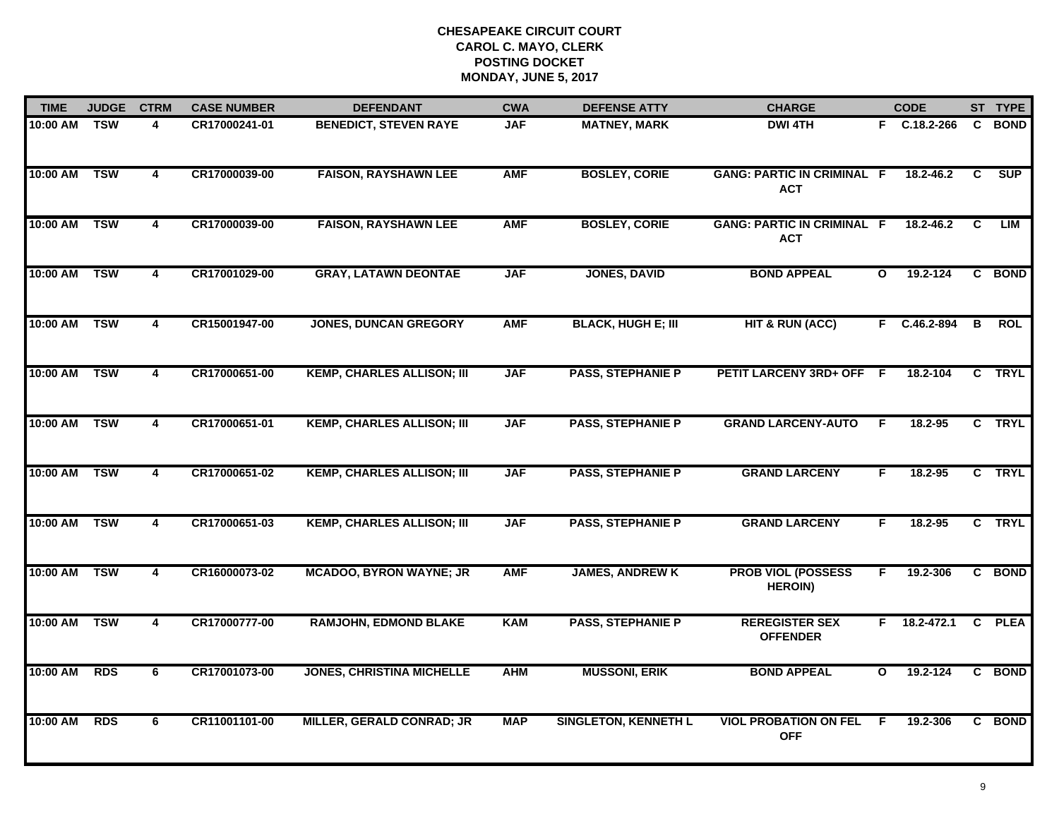# CHESAPEAKE CIRCUIT COURT
## CAROL C. MAYO, CLERK
## POSTING DOCKET
## MONDAY, JUNE 5, 2017

| TIME | JUDGE | CTRM | CASE NUMBER | DEFENDANT | CWA | DEFENSE ATTY | CHARGE | | CODE | ST | TYPE |
|---|---|---|---|---|---|---|---|---|---|---|---|
| 10:00 AM | TSW | 4 | CR17000241-01 | BENEDICT, STEVEN RAYE | JAF | MATNEY, MARK | DWI 4TH | F | C.18.2-266 | C | BOND |
| 10:00 AM | TSW | 4 | CR17000039-00 | FAISON, RAYSHAWN LEE | AMF | BOSLEY, CORIE | GANG: PARTIC IN CRIMINAL ACT | F | 18.2-46.2 | C | SUP |
| 10:00 AM | TSW | 4 | CR17000039-00 | FAISON, RAYSHAWN LEE | AMF | BOSLEY, CORIE | GANG: PARTIC IN CRIMINAL ACT | F | 18.2-46.2 | C | LIM |
| 10:00 AM | TSW | 4 | CR17001029-00 | GRAY, LATAWN DEONTAE | JAF | JONES, DAVID | BOND APPEAL | O | 19.2-124 | C | BOND |
| 10:00 AM | TSW | 4 | CR15001947-00 | JONES, DUNCAN GREGORY | AMF | BLACK, HUGH E; III | HIT & RUN (ACC) | F | C.46.2-894 | B | ROL |
| 10:00 AM | TSW | 4 | CR17000651-00 | KEMP, CHARLES ALLISON; III | JAF | PASS, STEPHANIE P | PETIT LARCENY 3RD+ OFF | F | 18.2-104 | C | TRYL |
| 10:00 AM | TSW | 4 | CR17000651-01 | KEMP, CHARLES ALLISON; III | JAF | PASS, STEPHANIE P | GRAND LARCENY-AUTO | F | 18.2-95 | C | TRYL |
| 10:00 AM | TSW | 4 | CR17000651-02 | KEMP, CHARLES ALLISON; III | JAF | PASS, STEPHANIE P | GRAND LARCENY | F | 18.2-95 | C | TRYL |
| 10:00 AM | TSW | 4 | CR17000651-03 | KEMP, CHARLES ALLISON; III | JAF | PASS, STEPHANIE P | GRAND LARCENY | F | 18.2-95 | C | TRYL |
| 10:00 AM | TSW | 4 | CR16000073-02 | MCADOO, BYRON WAYNE; JR | AMF | JAMES, ANDREW K | PROB VIOL (POSSESS HEROIN) | F | 19.2-306 | C | BOND |
| 10:00 AM | TSW | 4 | CR17000777-00 | RAMJOHN, EDMOND BLAKE | KAM | PASS, STEPHANIE P | REREGISTER SEX OFFENDER | F | 18.2-472.1 | C | PLEA |
| 10:00 AM | RDS | 6 | CR17001073-00 | JONES, CHRISTINA MICHELLE | AHM | MUSSONI, ERIK | BOND APPEAL | O | 19.2-124 | C | BOND |
| 10:00 AM | RDS | 6 | CR11001101-00 | MILLER, GERALD CONRAD; JR | MAP | SINGLETON, KENNETH L | VIOL PROBATION ON FEL OFF | F | 19.2-306 | C | BOND |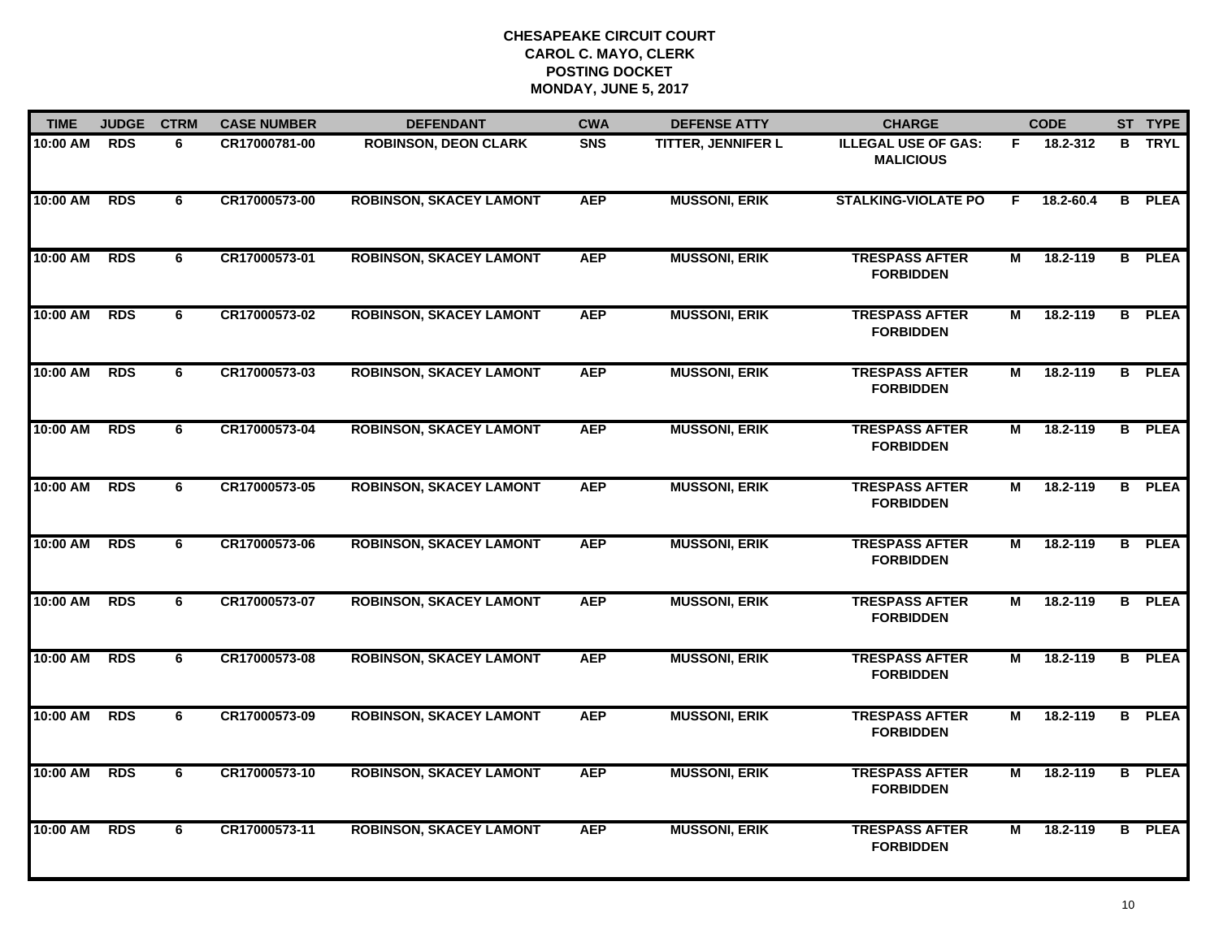# CHESAPEAKE CIRCUIT COURT
## CAROL C. MAYO, CLERK
## POSTING DOCKET
## MONDAY, JUNE 5, 2017

| TIME | JUDGE | CTRM | CASE NUMBER | DEFENDANT | CWA | DEFENSE ATTY | CHARGE | | CODE | ST | TYPE |
|---|---|---|---|---|---|---|---|---|---|---|---|
| 10:00 AM | RDS | 6 | CR17000781-00 | ROBINSON, DEON CLARK | SNS | TITTER, JENNIFER L | ILLEGAL USE OF GAS: MALICIOUS | F | 18.2-312 | B | TRYL |
| 10:00 AM | RDS | 6 | CR17000573-00 | ROBINSON, SKACEY LAMONT | AEP | MUSSONI, ERIK | STALKING-VIOLATE PO | F | 18.2-60.4 | B | PLEA |
| 10:00 AM | RDS | 6 | CR17000573-01 | ROBINSON, SKACEY LAMONT | AEP | MUSSONI, ERIK | TRESPASS AFTER FORBIDDEN | M | 18.2-119 | B | PLEA |
| 10:00 AM | RDS | 6 | CR17000573-02 | ROBINSON, SKACEY LAMONT | AEP | MUSSONI, ERIK | TRESPASS AFTER FORBIDDEN | M | 18.2-119 | B | PLEA |
| 10:00 AM | RDS | 6 | CR17000573-03 | ROBINSON, SKACEY LAMONT | AEP | MUSSONI, ERIK | TRESPASS AFTER FORBIDDEN | M | 18.2-119 | B | PLEA |
| 10:00 AM | RDS | 6 | CR17000573-04 | ROBINSON, SKACEY LAMONT | AEP | MUSSONI, ERIK | TRESPASS AFTER FORBIDDEN | M | 18.2-119 | B | PLEA |
| 10:00 AM | RDS | 6 | CR17000573-05 | ROBINSON, SKACEY LAMONT | AEP | MUSSONI, ERIK | TRESPASS AFTER FORBIDDEN | M | 18.2-119 | B | PLEA |
| 10:00 AM | RDS | 6 | CR17000573-06 | ROBINSON, SKACEY LAMONT | AEP | MUSSONI, ERIK | TRESPASS AFTER FORBIDDEN | M | 18.2-119 | B | PLEA |
| 10:00 AM | RDS | 6 | CR17000573-07 | ROBINSON, SKACEY LAMONT | AEP | MUSSONI, ERIK | TRESPASS AFTER FORBIDDEN | M | 18.2-119 | B | PLEA |
| 10:00 AM | RDS | 6 | CR17000573-08 | ROBINSON, SKACEY LAMONT | AEP | MUSSONI, ERIK | TRESPASS AFTER FORBIDDEN | M | 18.2-119 | B | PLEA |
| 10:00 AM | RDS | 6 | CR17000573-09 | ROBINSON, SKACEY LAMONT | AEP | MUSSONI, ERIK | TRESPASS AFTER FORBIDDEN | M | 18.2-119 | B | PLEA |
| 10:00 AM | RDS | 6 | CR17000573-10 | ROBINSON, SKACEY LAMONT | AEP | MUSSONI, ERIK | TRESPASS AFTER FORBIDDEN | M | 18.2-119 | B | PLEA |
| 10:00 AM | RDS | 6 | CR17000573-11 | ROBINSON, SKACEY LAMONT | AEP | MUSSONI, ERIK | TRESPASS AFTER FORBIDDEN | M | 18.2-119 | B | PLEA |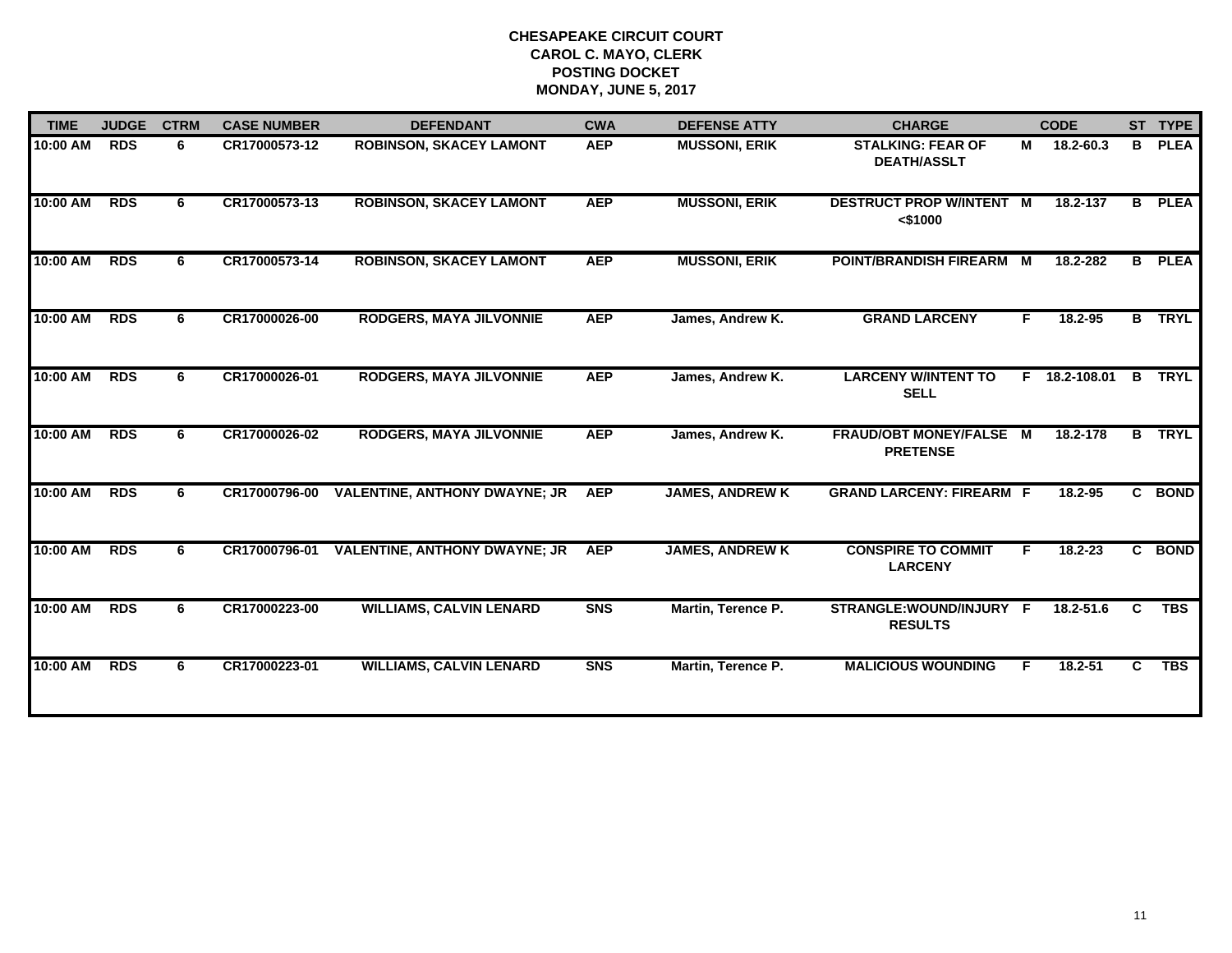**CHESAPEAKE CIRCUIT COURT**
**CAROL C. MAYO, CLERK**
**POSTING DOCKET**
**MONDAY, JUNE 5, 2017**

| TIME | JUDGE | CTRM | CASE NUMBER | DEFENDANT | CWA | DEFENSE ATTY | CHARGE | | CODE | ST | TYPE |
|---|---|---|---|---|---|---|---|---|---|---|---|
| 10:00 AM | RDS | 6 | CR17000573-12 | ROBINSON, SKACEY LAMONT | AEP | MUSSONI, ERIK | STALKING: FEAR OF DEATH/ASSLT | M | 18.2-60.3 | B | PLEA |
| 10:00 AM | RDS | 6 | CR17000573-13 | ROBINSON, SKACEY LAMONT | AEP | MUSSONI, ERIK | DESTRUCT PROP W/INTENT <$1000 | M | 18.2-137 | B | PLEA |
| 10:00 AM | RDS | 6 | CR17000573-14 | ROBINSON, SKACEY LAMONT | AEP | MUSSONI, ERIK | POINT/BRANDISH FIREARM | M | 18.2-282 | B | PLEA |
| 10:00 AM | RDS | 6 | CR17000026-00 | RODGERS, MAYA JILVONNIE | AEP | James, Andrew K. | GRAND LARCENY | F | 18.2-95 | B | TRYL |
| 10:00 AM | RDS | 6 | CR17000026-01 | RODGERS, MAYA JILVONNIE | AEP | James, Andrew K. | LARCENY W/INTENT TO SELL | F | 18.2-108.01 | B | TRYL |
| 10:00 AM | RDS | 6 | CR17000026-02 | RODGERS, MAYA JILVONNIE | AEP | James, Andrew K. | FRAUD/OBT MONEY/FALSE PRETENSE | M | 18.2-178 | B | TRYL |
| 10:00 AM | RDS | 6 | CR17000796-00 | VALENTINE, ANTHONY DWAYNE; JR | AEP | JAMES, ANDREW K | GRAND LARCENY: FIREARM | F | 18.2-95 | C | BOND |
| 10:00 AM | RDS | 6 | CR17000796-01 | VALENTINE, ANTHONY DWAYNE; JR | AEP | JAMES, ANDREW K | CONSPIRE TO COMMIT LARCENY | F | 18.2-23 | C | BOND |
| 10:00 AM | RDS | 6 | CR17000223-00 | WILLIAMS, CALVIN LENARD | SNS | Martin, Terence P. | STRANGLE:WOUND/INJURY RESULTS | F | 18.2-51.6 | C | TBS |
| 10:00 AM | RDS | 6 | CR17000223-01 | WILLIAMS, CALVIN LENARD | SNS | Martin, Terence P. | MALICIOUS WOUNDING | F | 18.2-51 | C | TBS |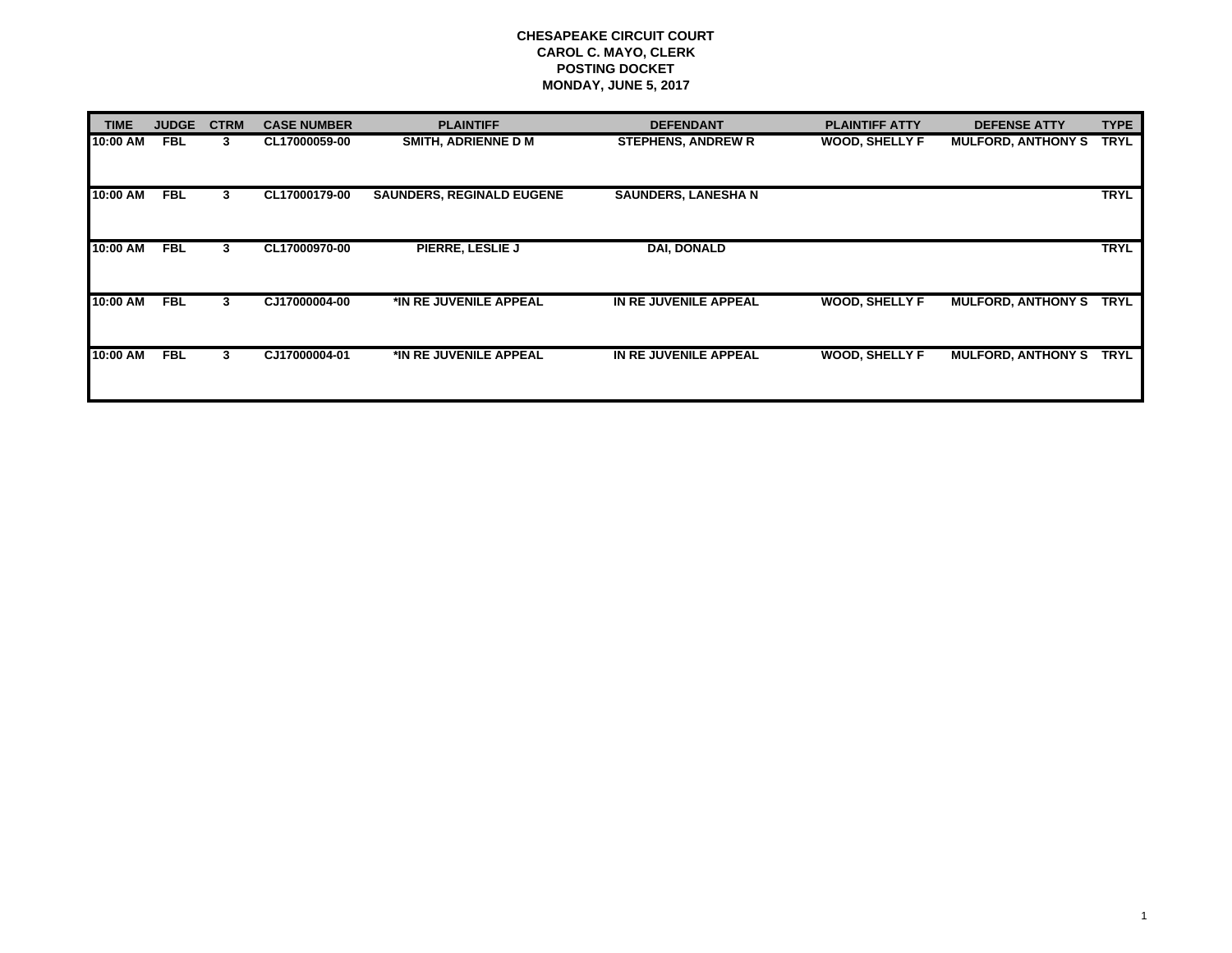**CHESAPEAKE CIRCUIT COURT**
**CAROL C. MAYO, CLERK**
**POSTING DOCKET**
**MONDAY, JUNE 5, 2017**

| TIME | JUDGE | CTRM | CASE NUMBER | PLAINTIFF | DEFENDANT | PLAINTIFF ATTY | DEFENSE ATTY | TYPE |
|---|---|---|---|---|---|---|---|---|
| 10:00 AM | FBL | 3 | CL17000059-00 | SMITH, ADRIENNE D M | STEPHENS, ANDREW R | WOOD, SHELLY F | MULFORD, ANTHONY S | TRYL |
| 10:00 AM | FBL | 3 | CL17000179-00 | SAUNDERS, REGINALD EUGENE | SAUNDERS, LANESHA N | | | TRYL |
| 10:00 AM | FBL | 3 | CL17000970-00 | PIERRE, LESLIE J | DAI, DONALD | | | TRYL |
| 10:00 AM | FBL | 3 | CJ17000004-00 | *IN RE JUVENILE APPEAL | IN RE JUVENILE APPEAL | WOOD, SHELLY F | MULFORD, ANTHONY S | TRYL |
| 10:00 AM | FBL | 3 | CJ17000004-01 | *IN RE JUVENILE APPEAL | IN RE JUVENILE APPEAL | WOOD, SHELLY F | MULFORD, ANTHONY S | TRYL |